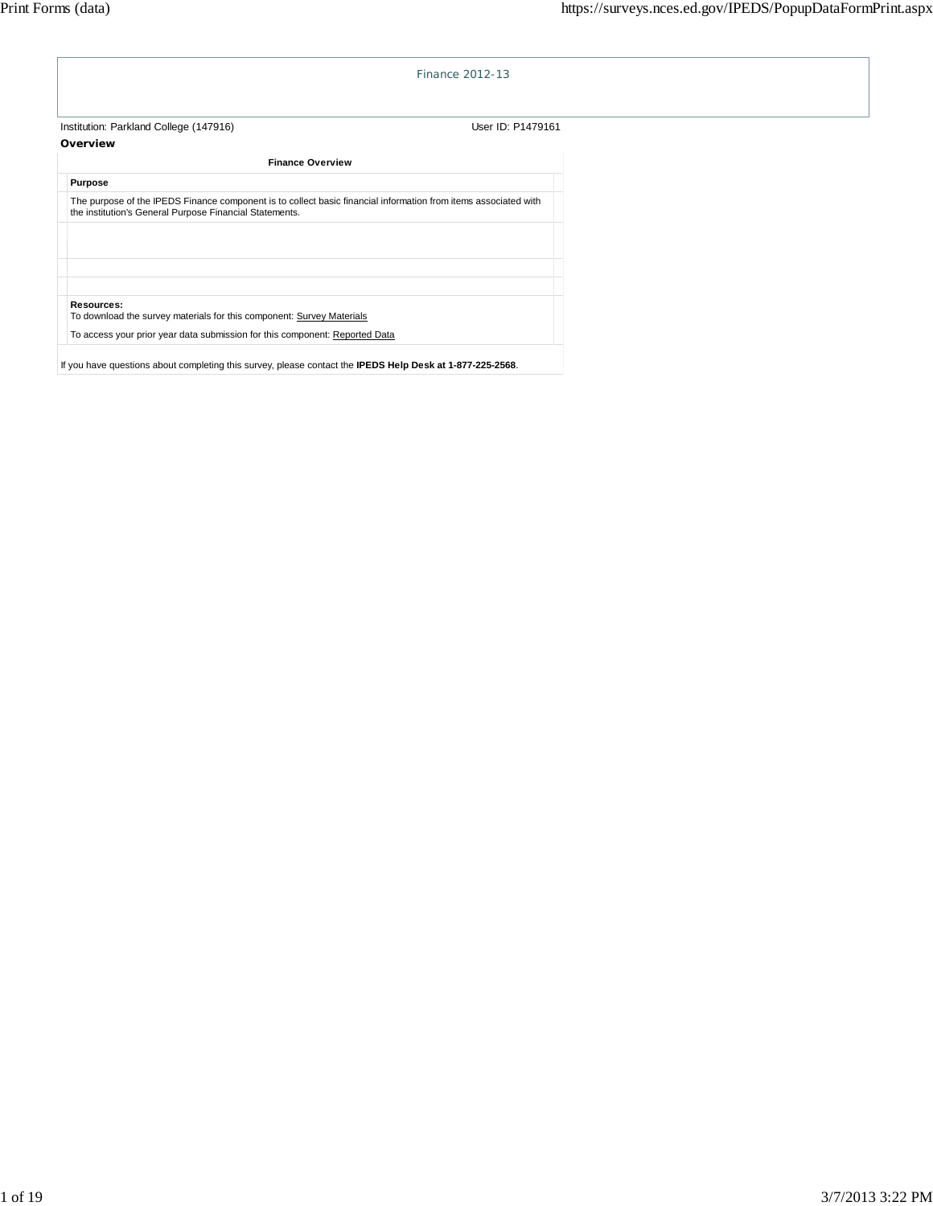# Finance 2012-13

Institution: Parkland College (147916) User ID: P1479161

## Overview

### Finance Overview

**Purpose**

The purpose of the IPEDS Finance component is to collect basic financial information from items associated with the institution's General Purpose Financial Statements.

**Resources:**

To download the survey materials for this component: Survey Materials

To access your prior year data submission for this component: Reported Data

If you have questions about completing this survey, please contact the **IPEDS Help Desk at 1-877-225-2568**.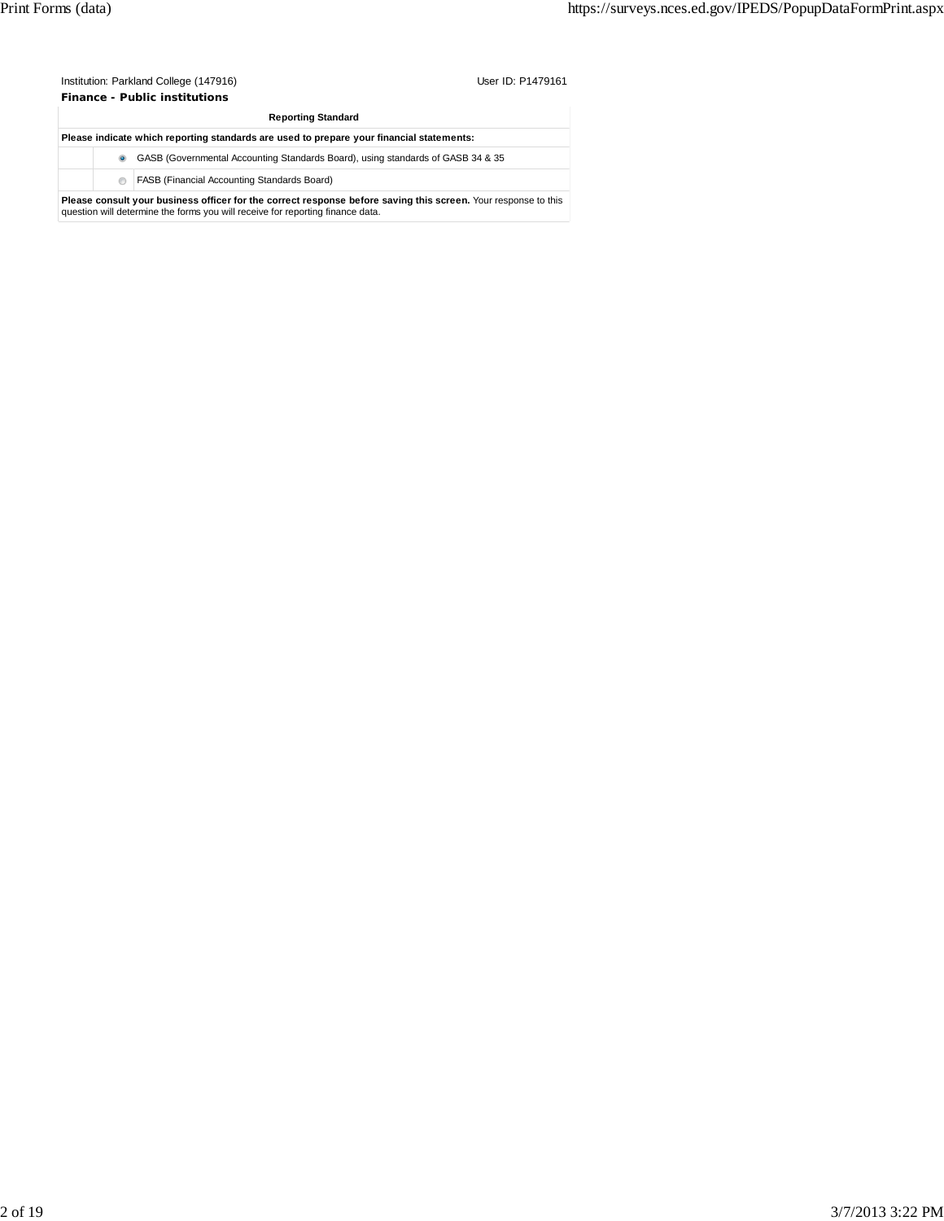Institution: Parkland College (147916) User ID: P1479161

**Finance - Public institutions**

| Reporting Standard | |
|---|---|
| **Please indicate which reporting standards are used to prepare your financial statements:** | |
| ◉ | GASB (Governmental Accounting Standards Board), using standards of GASB 34 & 35 |
| ○ | FASB (Financial Accounting Standards Board) |

**Please consult your business officer for the correct response before saving this screen.** Your response to this question will determine the forms you will receive for reporting finance data.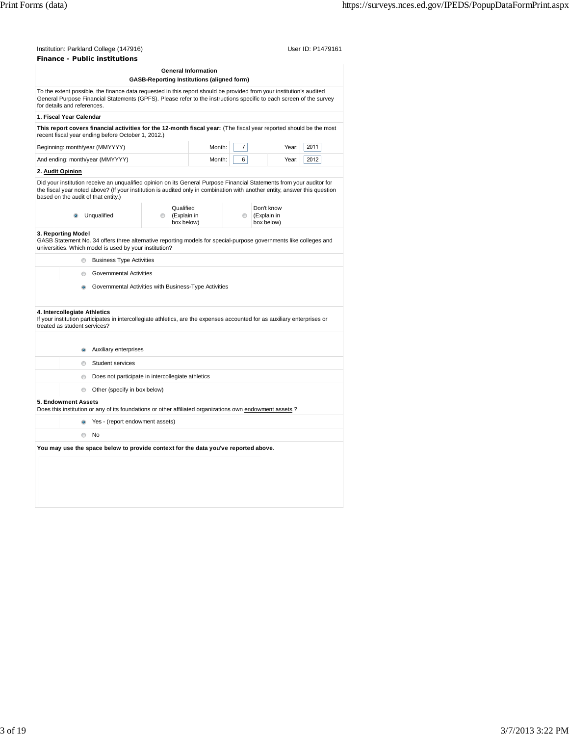Institution: Parkland College (147916) User ID: P1479161

**Finance - Public institutions**

**General Information**

**GASB-Reporting Institutions (aligned form)**

To the extent possible, the finance data requested in this report should be provided from your institution's audited General Purpose Financial Statements (GPFS). Please refer to the instructions specific to each screen of the survey for details and references.

**1. Fiscal Year Calendar**

**This report covers financial activities for the 12-month fiscal year:** (The fiscal year reported should be the most recent fiscal year ending before October 1, 2012.)

| | | | | |
|---|---|---|---|---|
| Beginning: month/year (MMYYYY) | Month: | 7 | Year: | 2011 |
| And ending: month/year (MMYYYY) | Month: | 6 | Year: | 2012 |

**2. Audit Opinion**

Did your institution receive an unqualified opinion on its General Purpose Financial Statements from your auditor for the fiscal year noted above? (If your institution is audited only in combination with another entity, answer this question based on the audit of that entity.)

- (●) Unqualified
- ( ) Qualified (Explain in box below)
- ( ) Don't know (Explain in box below)

**3. Reporting Model**

GASB Statement No. 34 offers three alternative reporting models for special-purpose governments like colleges and universities. Which model is used by your institution?

- ( ) Business Type Activities
- ( ) Governmental Activities
- (●) Governmental Activities with Business-Type Activities

**4. Intercollegiate Athletics**

If your institution participates in intercollegiate athletics, are the expenses accounted for as auxiliary enterprises or treated as student services?

- (●) Auxiliary enterprises
- ( ) Student services
- ( ) Does not participate in intercollegiate athletics
- ( ) Other (specify in box below)

**5. Endowment Assets**

Does this institution or any of its foundations or other affiliated organizations own endowment assets ?

- (●) Yes - (report endowment assets)
- ( ) No

**You may use the space below to provide context for the data you've reported above.**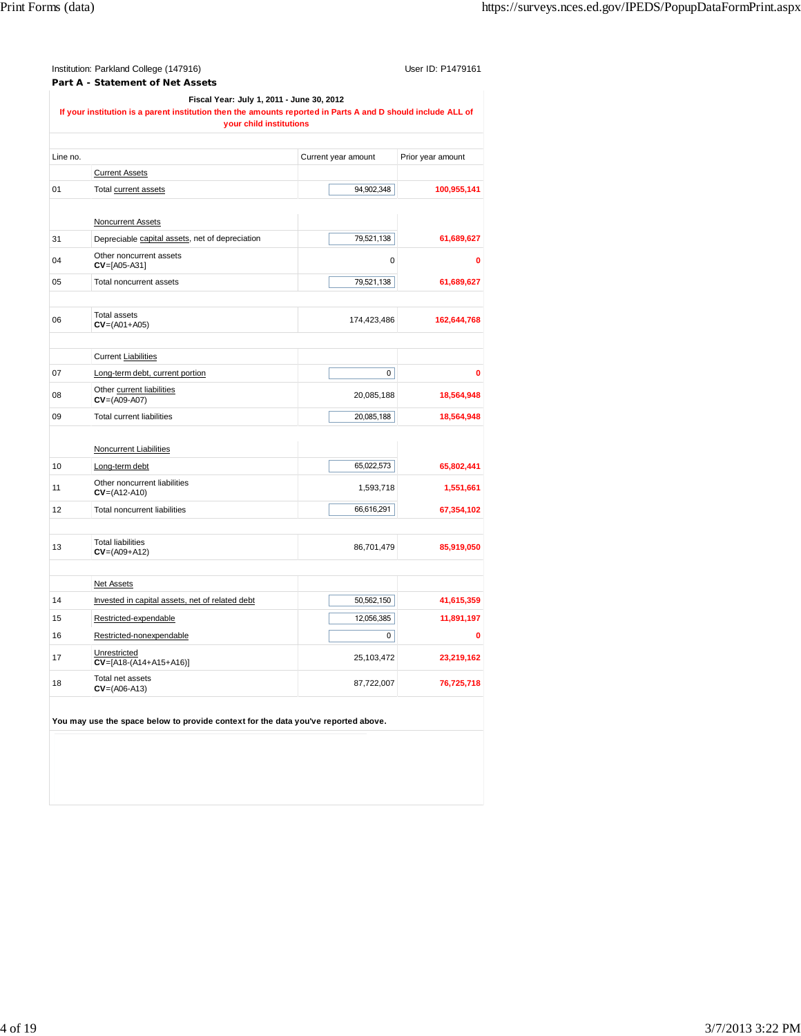Institution: Parkland College (147916) User ID: P1479161

**Part A - Statement of Net Assets**

**Fiscal Year: July 1, 2011 - June 30, 2012**

**If your institution is a parent institution then the amounts reported in Parts A and D should include ALL of your child institutions**

| Line no. | | Current year amount | Prior year amount |
|---|---|---|---|
| | Current Assets | | |
| 01 | Total current assets | 94,902,348 | **100,955,141** |
| | Noncurrent Assets | | |
| 31 | Depreciable capital assets, net of depreciation | 79,521,138 | **61,689,627** |
| 04 | Other noncurrent assets **CV**=[A05-A31] | 0 | **0** |
| 05 | Total noncurrent assets | 79,521,138 | **61,689,627** |
| 06 | Total assets **CV**=(A01+A05) | 174,423,486 | **162,644,768** |
| | Current Liabilities | | |
| 07 | Long-term debt, current portion | 0 | **0** |
| 08 | Other current liabilities **CV**=(A09-A07) | 20,085,188 | **18,564,948** |
| 09 | Total current liabilities | 20,085,188 | **18,564,948** |
| | Noncurrent Liabilities | | |
| 10 | Long-term debt | 65,022,573 | **65,802,441** |
| 11 | Other noncurrent liabilities **CV**=(A12-A10) | 1,593,718 | **1,551,661** |
| 12 | Total noncurrent liabilities | 66,616,291 | **67,354,102** |
| 13 | Total liabilities **CV**=(A09+A12) | 86,701,479 | **85,919,050** |
| | Net Assets | | |
| 14 | Invested in capital assets, net of related debt | 50,562,150 | **41,615,359** |
| 15 | Restricted-expendable | 12,056,385 | **11,891,197** |
| 16 | Restricted-nonexpendable | 0 | **0** |
| 17 | Unrestricted **CV**=[A18-(A14+A15+A16)] | 25,103,472 | **23,219,162** |
| 18 | Total net assets **CV**=(A06-A13) | 87,722,007 | **76,725,718** |

**You may use the space below to provide context for the data you've reported above.**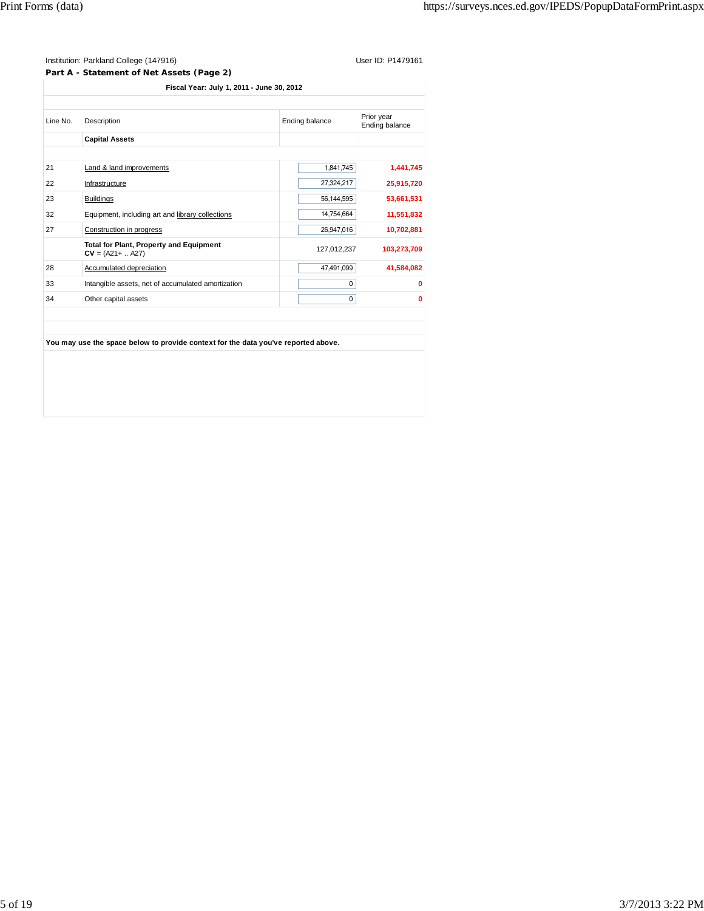Institution: Parkland College (147916) User ID: P1479161

**Part A - Statement of Net Assets (Page 2)**

**Fiscal Year: July 1, 2011 - June 30, 2012**

| Line No. | Description | Ending balance | Prior year Ending balance |
|---|---|---|---|
| | **Capital Assets** | | |
| 21 | Land & land improvements | 1,841,745 | **1,441,745** |
| 22 | Infrastructure | 27,324,217 | **25,915,720** |
| 23 | Buildings | 56,144,595 | **53,661,531** |
| 32 | Equipment, including art and library collections | 14,754,664 | **11,551,832** |
| 27 | Construction in progress | 26,947,016 | **10,702,881** |
| | **Total for Plant, Property and Equipment** **CV** = (A21+ .. A27) | 127,012,237 | **103,273,709** |
| 28 | Accumulated depreciation | 47,491,099 | **41,584,082** |
| 33 | Intangible assets, net of accumulated amortization | 0 | **0** |
| 34 | Other capital assets | 0 | **0** |

**You may use the space below to provide context for the data you've reported above.**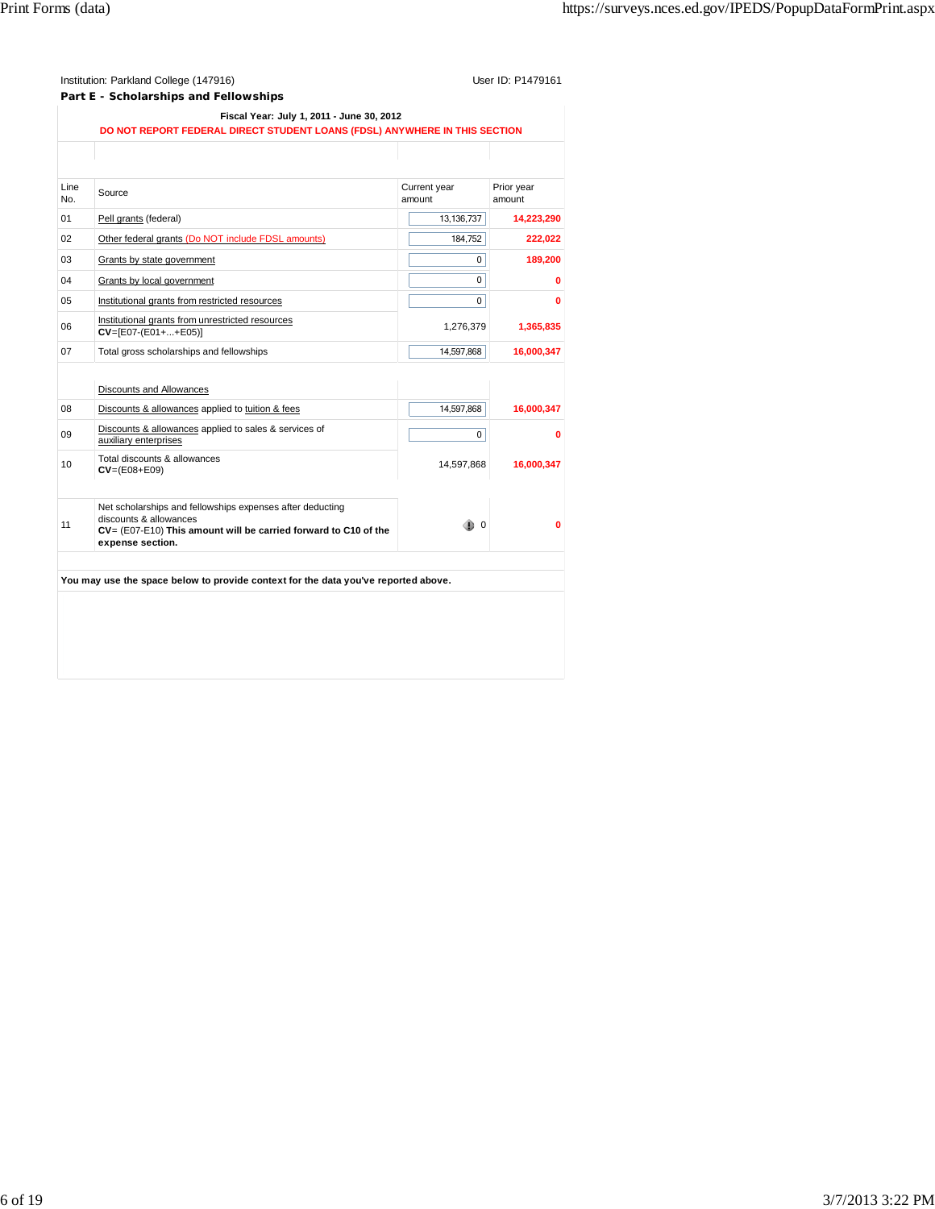Institution: Parkland College (147916) User ID: P1479161

**Part E - Scholarships and Fellowships**

**Fiscal Year: July 1, 2011 - June 30, 2012**

**DO NOT REPORT FEDERAL DIRECT STUDENT LOANS (FDSL) ANYWHERE IN THIS SECTION**

| Line No. | Source | Current year amount | Prior year amount |
|---|---|---|---|
| 01 | Pell grants (federal) | 13,136,737 | **14,223,290** |
| 02 | Other federal grants (Do NOT include FDSL amounts) | 184,752 | **222,022** |
| 03 | Grants by state government | 0 | **189,200** |
| 04 | Grants by local government | 0 | **0** |
| 05 | Institutional grants from restricted resources | 0 | **0** |
| 06 | Institutional grants from unrestricted resources **CV**=[E07-(E01+...+E05)] | 1,276,379 | **1,365,835** |
| 07 | Total gross scholarships and fellowships | 14,597,868 | **16,000,347** |
| | Discounts and Allowances | | |
| 08 | Discounts & allowances applied to tuition & fees | 14,597,868 | **16,000,347** |
| 09 | Discounts & allowances applied to sales & services of auxiliary enterprises | 0 | **0** |
| 10 | Total discounts & allowances **CV**=(E08+E09) | 14,597,868 | **16,000,347** |
| 11 | Net scholarships and fellowships expenses after deducting discounts & allowances **CV**= (E07-E10) **This amount will be carried forward to C10 of the expense section.** | 0 | **0** |

**You may use the space below to provide context for the data you've reported above.**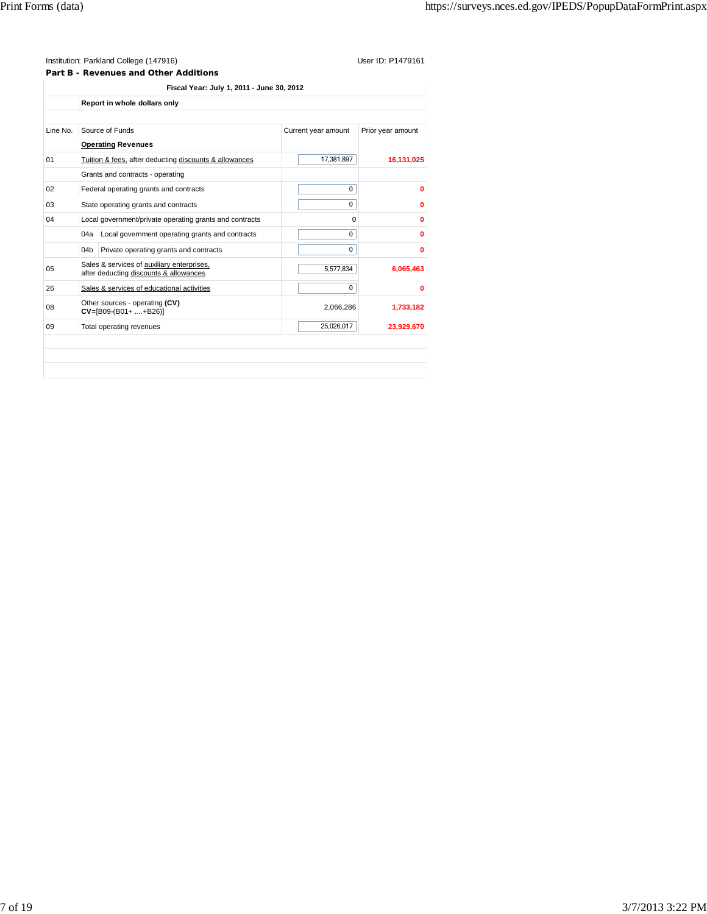Institution: Parkland College (147916) User ID: P1479161

**Part B - Revenues and Other Additions**

| | Fiscal Year: July 1, 2011 - June 30, 2012 | | |
|---|---|---|---|
| | **Report in whole dollars only** | | |
| Line No. | Source of Funds<br>**Operating Revenues** | Current year amount | Prior year amount |
| 01 | Tuition & fees, after deducting discounts & allowances | 17,381,897 | 16,131,025 |
| | Grants and contracts - operating | | |
| 02 | Federal operating grants and contracts | 0 | 0 |
| 03 | State operating grants and contracts | 0 | 0 |
| 04 | Local government/private operating grants and contracts | 0 | 0 |
| | 04a Local government operating grants and contracts | 0 | 0 |
| | 04b Private operating grants and contracts | 0 | 0 |
| 05 | Sales & services of auxiliary enterprises, after deducting discounts & allowances | 5,577,834 | 6,065,463 |
| 26 | Sales & services of educational activities | 0 | 0 |
| 08 | Other sources - operating **(CV)**<br>**CV**=[B09-(B01+ ....+B26)] | 2,066,286 | 1,733,182 |
| 09 | Total operating revenues | 25,026,017 | 23,929,670 |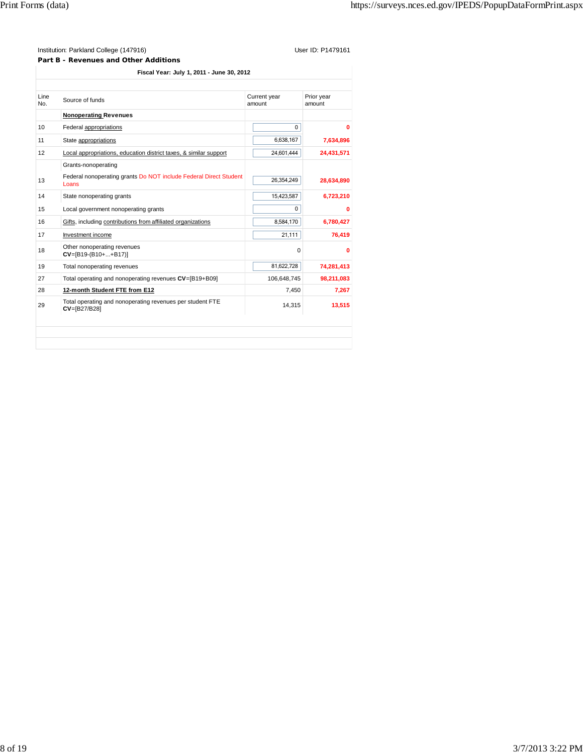Institution: Parkland College (147916)

User ID: P1479161

**Part B - Revenues and Other Additions**

**Fiscal Year: July 1, 2011 - June 30, 2012**

| Line No. | Source of funds | Current year amount | Prior year amount |
|---|---|---|---|
| | **Nonoperating Revenues** | | |
| 10 | Federal appropriations | 0 | **0** |
| 11 | State appropriations | 6,638,167 | **7,634,896** |
| 12 | Local appropriations, education district taxes, & similar support | 24,601,444 | **24,431,571** |
| | Grants-nonoperating | | |
| 13 | Federal nonoperating grants Do NOT include Federal Direct Student Loans | 26,354,249 | **28,634,890** |
| 14 | State nonoperating grants | 15,423,587 | **6,723,210** |
| 15 | Local government nonoperating grants | 0 | **0** |
| 16 | Gifts, including contributions from affiliated organizations | 8,584,170 | **6,780,427** |
| 17 | Investment income | 21,111 | **76,419** |
| 18 | Other nonoperating revenues **CV**=[B19-(B10+...+B17)] | 0 | **0** |
| 19 | Total nonoperating revenues | 81,622,728 | **74,281,413** |
| 27 | Total operating and nonoperating revenues **CV**=[B19+B09] | 106,648,745 | **98,211,083** |
| 28 | **12-month Student FTE from E12** | 7,450 | **7,267** |
| 29 | Total operating and nonoperating revenues per student FTE **CV**=[B27/B28] | 14,315 | **13,515** |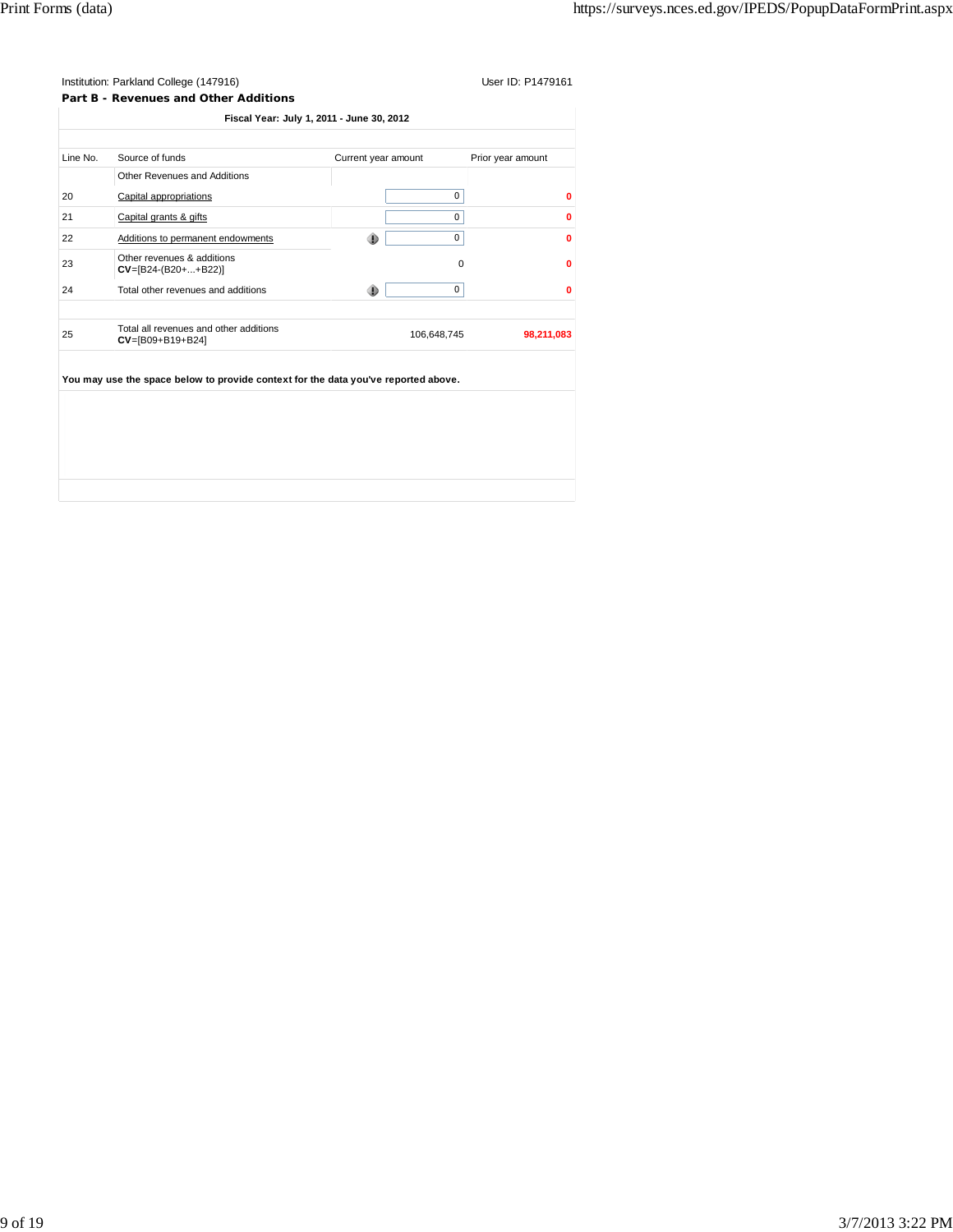Institution: Parkland College (147916)

User ID: P1479161

**Part B - Revenues and Other Additions**

**Fiscal Year: July 1, 2011 - June 30, 2012**

| Line No. | Source of funds | Current year amount | Prior year amount |
|---|---|---|---|
| | Other Revenues and Additions | | |
| 20 | Capital appropriations | 0 | **0** |
| 21 | Capital grants & gifts | 0 | **0** |
| 22 | Additions to permanent endowments | 0 | **0** |
| 23 | Other revenues & additions **CV**=[B24-(B20+...+B22)] | 0 | **0** |
| 24 | Total other revenues and additions | 0 | **0** |
| 25 | Total all revenues and other additions **CV**=[B09+B19+B24] | 106,648,745 | **98,211,083** |

**You may use the space below to provide context for the data you've reported above.**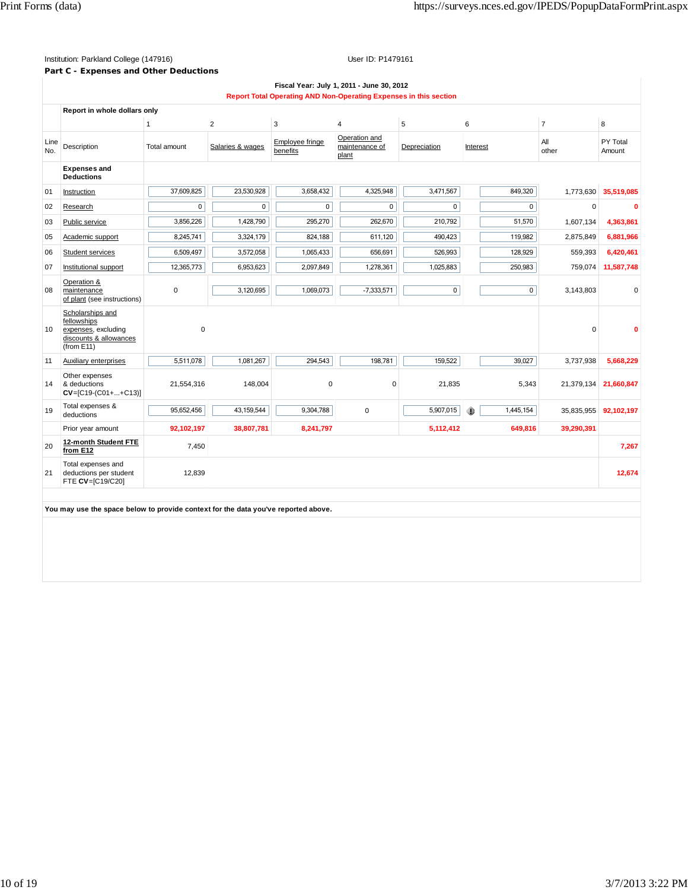Institution: Parkland College (147916) User ID: P1479161

**Part C - Expenses and Other Deductions**

**Fiscal Year: July 1, 2011 - June 30, 2012**

**Report Total Operating AND Non-Operating Expenses in this section**

**Report in whole dollars only**

| Line No. | Description | 1<br>Total amount | 2<br>Salaries & wages | 3<br>Employee fringe benefits | 4<br>Operation and maintenance of plant | 5<br>Depreciation | 6<br>Interest | 7<br>All other | 8<br>PY Total Amount |
|---|---|---|---|---|---|---|---|---|---|
| | **Expenses and Deductions** | | | | | | | | |
| 01 | Instruction | 37,609,825 | 23,530,928 | 3,658,432 | 4,325,948 | 3,471,567 | 849,320 | 1,773,630 | 35,519,085 |
| 02 | Research | 0 | 0 | 0 | 0 | 0 | 0 | 0 | 0 |
| 03 | Public service | 3,856,226 | 1,428,790 | 295,270 | 262,670 | 210,792 | 51,570 | 1,607,134 | 4,363,861 |
| 05 | Academic support | 8,245,741 | 3,324,179 | 824,188 | 611,120 | 490,423 | 119,982 | 2,875,849 | 6,881,966 |
| 06 | Student services | 6,509,497 | 3,572,058 | 1,065,433 | 656,691 | 526,993 | 128,929 | 559,393 | 6,420,461 |
| 07 | Institutional support | 12,365,773 | 6,953,623 | 2,097,849 | 1,278,361 | 1,025,883 | 250,983 | 759,074 | 11,587,748 |
| 08 | Operation & maintenance of plant (see instructions) | 0 | 3,120,695 | 1,069,073 | -7,333,571 | 0 | 0 | 3,143,803 | 0 |
| 10 | Scholarships and fellowships expenses, excluding discounts & allowances (from E11) | 0 | | | | | | 0 | 0 |
| 11 | Auxiliary enterprises | 5,511,078 | 1,081,267 | 294,543 | 198,781 | 159,522 | 39,027 | 3,737,938 | 5,668,229 |
| 14 | Other expenses & deductions **CV**=[C19-(C01+...+C13)] | 21,554,316 | 148,004 | 0 | 0 | 21,835 | 5,343 | 21,379,134 | 21,660,847 |
| 19 | Total expenses & deductions | 95,652,456 | 43,159,544 | 9,304,788 | 0 | 5,907,015 | 1,445,154 | 35,835,955 | 92,102,197 |
| | Prior year amount | 92,102,197 | 38,807,781 | 8,241,797 | | 5,112,412 | 649,816 | 39,290,391 | |
| 20 | **12-month Student FTE from E12** | 7,450 | | | | | | | 7,267 |
| 21 | Total expenses and deductions per student FTE **CV**=[C19/C20] | 12,839 | | | | | | | 12,674 |

**You may use the space below to provide context for the data you've reported above.**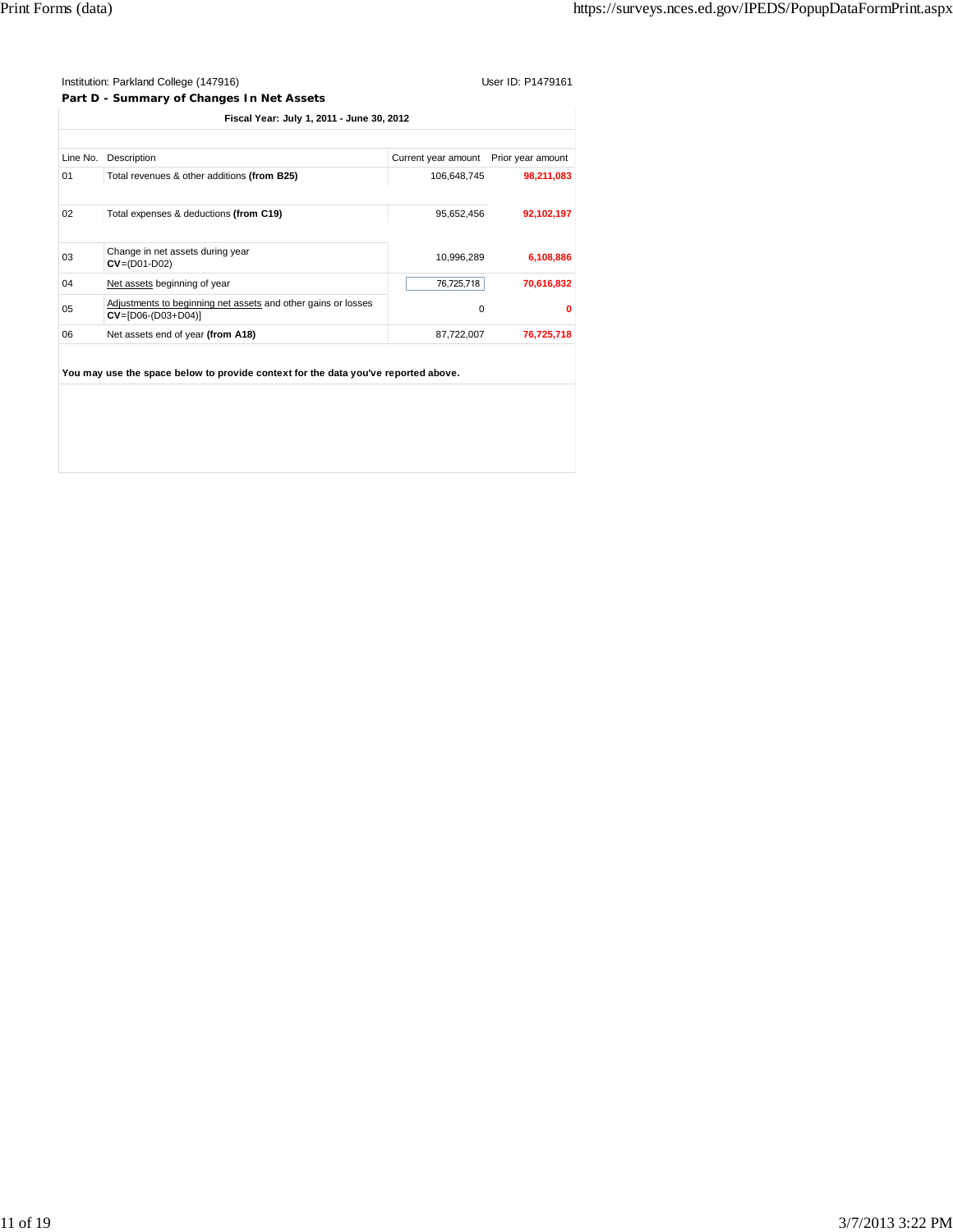Institution: Parkland College (147916) User ID: P1479161

**Part D - Summary of Changes In Net Assets**

**Fiscal Year: July 1, 2011 - June 30, 2012**

| Line No. | Description | Current year amount | Prior year amount |
|---|---|---|---|
| 01 | Total revenues & other additions **(from B25)** | 106,648,745 | **98,211,083** |
| 02 | Total expenses & deductions **(from C19)** | 95,652,456 | **92,102,197** |
| 03 | Change in net assets during year **CV**=(D01-D02) | 10,996,289 | **6,108,886** |
| 04 | Net assets beginning of year | 76,725,718 | **70,616,832** |
| 05 | Adjustments to beginning net assets and other gains or losses **CV**=[D06-(D03+D04)] | 0 | **0** |
| 06 | Net assets end of year **(from A18)** | 87,722,007 | **76,725,718** |

**You may use the space below to provide context for the data you've reported above.**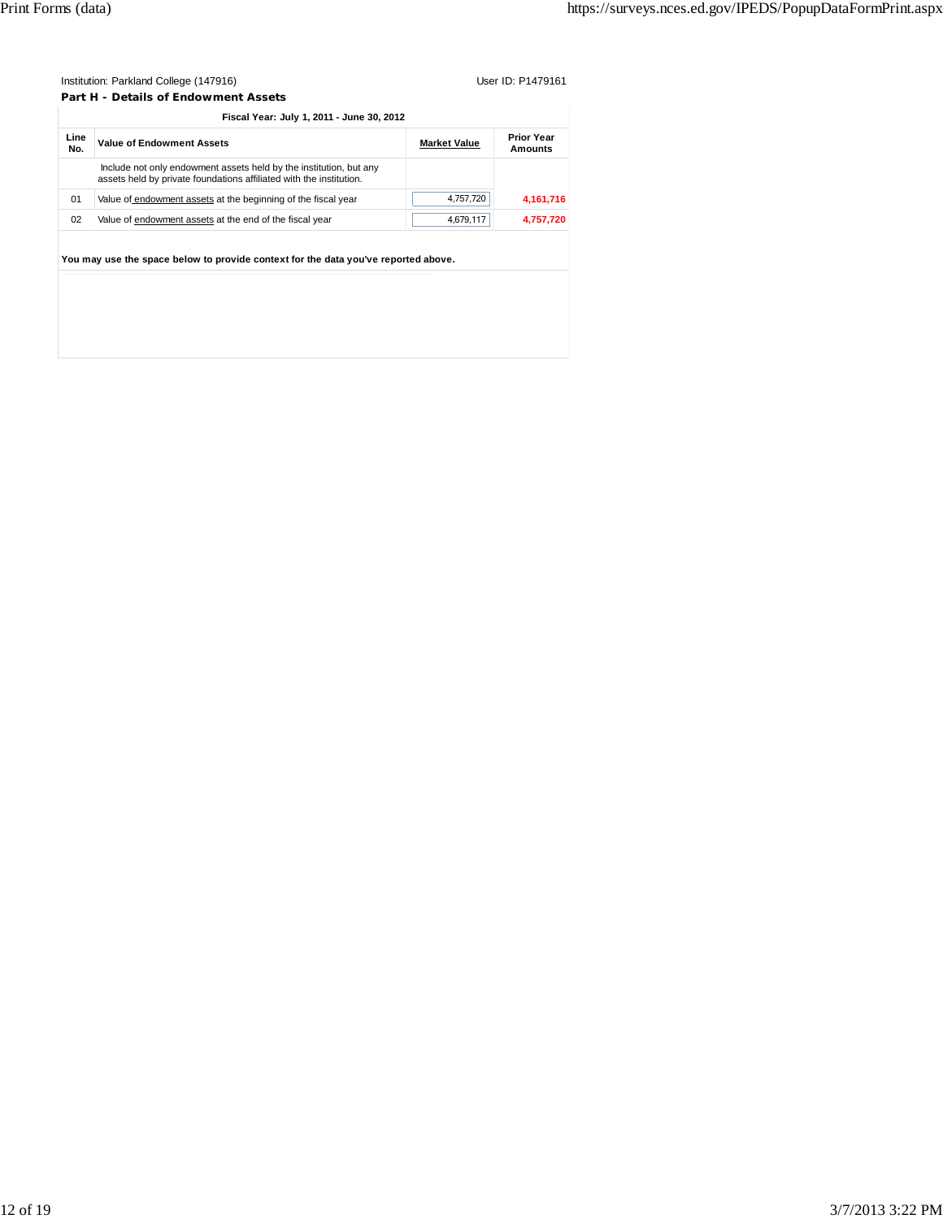Institution: Parkland College (147916) User ID: P1479161

**Part H - Details of Endowment Assets**

**Fiscal Year: July 1, 2011 - June 30, 2012**

| Line No. | Value of Endowment Assets | Market Value | Prior Year Amounts |
|---|---|---|---|
| | Include not only endowment assets held by the institution, but any assets held by private foundations affiliated with the institution. | | |
| 01 | Value of endowment assets at the beginning of the fiscal year | 4,757,720 | **4,161,716** |
| 02 | Value of endowment assets at the end of the fiscal year | 4,679,117 | **4,757,720** |

**You may use the space below to provide context for the data you've reported above.**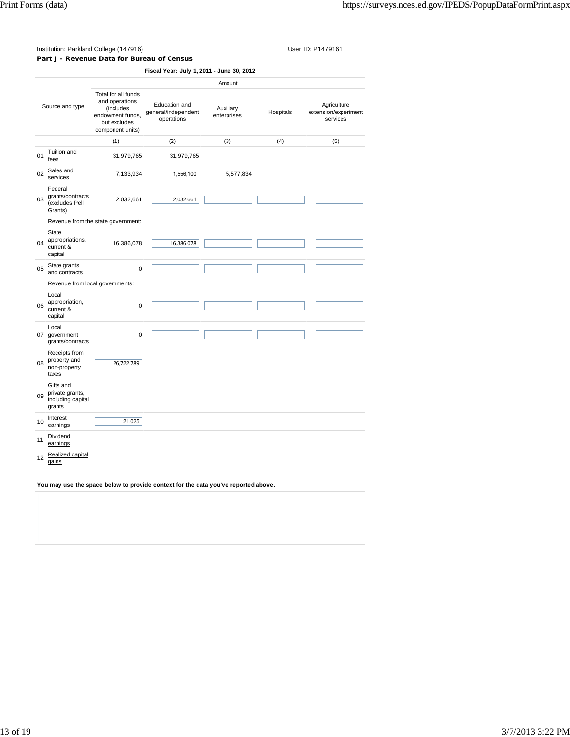Institution: Parkland College (147916) User ID: P1479161

**Part J - Revenue Data for Bureau of Census**

| | Source and type | Total for all funds and operations (includes endowment funds, but excludes component units) | Education and general/independent operations | Auxiliary enterprises | Hospitals | Agriculture extension/experiment services |
|---|---|---|---|---|---|---|
| | | **Fiscal Year: July 1, 2011 - June 30, 2012** | | | | |
| | | Amount | | | | |
| | | (1) | (2) | (3) | (4) | (5) |
| 01 | Tuition and fees | 31,979,765 | 31,979,765 | | | |
| 02 | Sales and services | 7,133,934 | 1,556,100 | 5,577,834 | | |
| 03 | Federal grants/contracts (excludes Pell Grants) | 2,032,661 | 2,032,661 | | | |
| | Revenue from the state government: | | | | | |
| 04 | State appropriations, current & capital | 16,386,078 | 16,386,078 | | | |
| 05 | State grants and contracts | 0 | | | | |
| | Revenue from local governments: | | | | | |
| 06 | Local appropriation, current & capital | 0 | | | | |
| 07 | Local government grants/contracts | 0 | | | | |
| 08 | Receipts from property and non-property taxes | 26,722,789 | | | | |
| 09 | Gifts and private grants, including capital grants | | | | | |
| 10 | Interest earnings | 21,025 | | | | |
| 11 | Dividend earnings | | | | | |
| 12 | Realized capital gains | | | | | |

**You may use the space below to provide context for the data you've reported above.**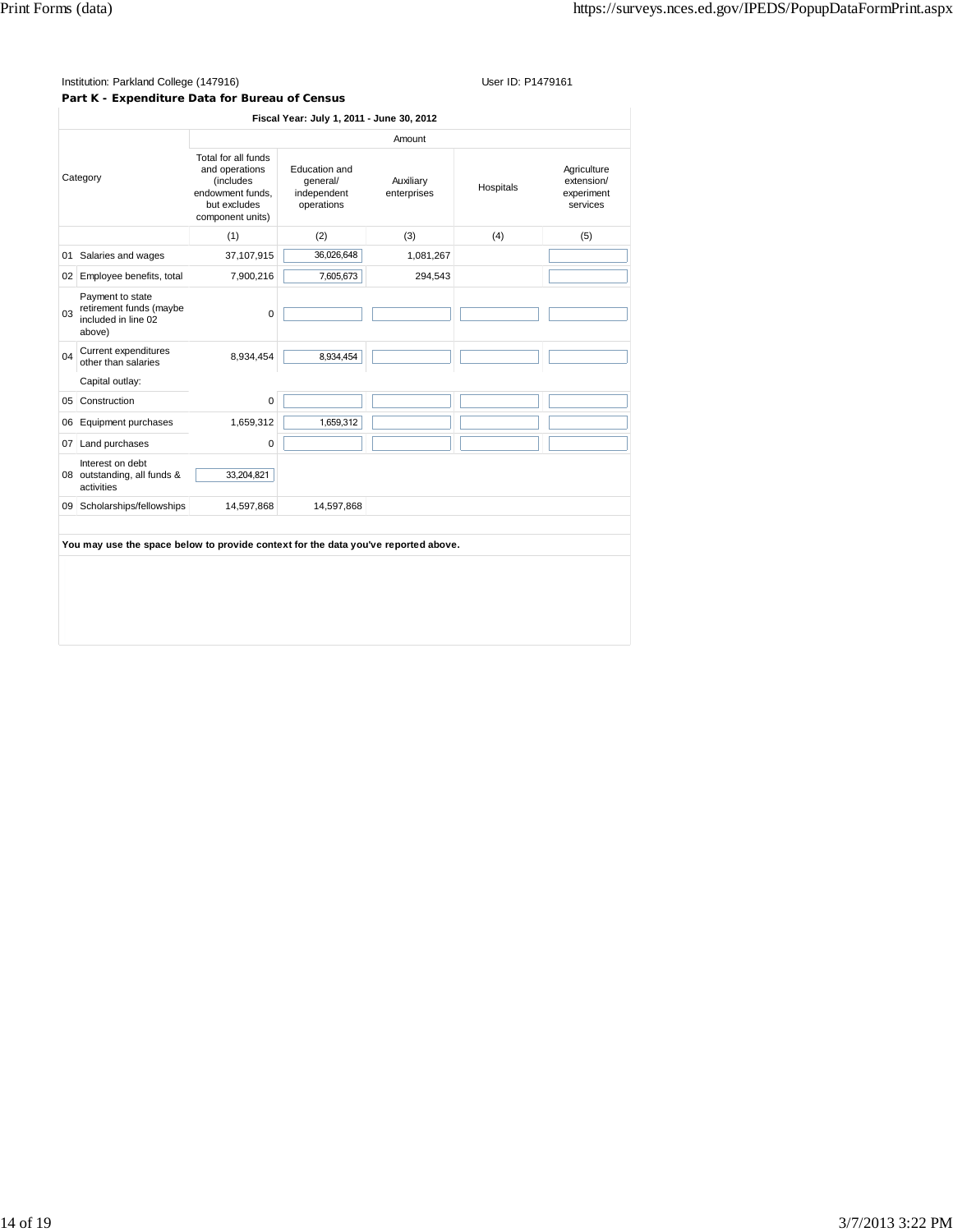Institution: Parkland College (147916) User ID: P1479161

**Part K - Expenditure Data for Bureau of Census**

Fiscal Year: July 1, 2011 - June 30, 2012

| | Category | Amount | | | | |
|---|---|---|---|---|---|---|
| | | Total for all funds and operations (includes endowment funds, but excludes component units) | Education and general/ independent operations | Auxiliary enterprises | Hospitals | Agriculture extension/ experiment services |
| | | (1) | (2) | (3) | (4) | (5) |
| 01 | Salaries and wages | 37,107,915 | 36,026,648 | 1,081,267 | | |
| 02 | Employee benefits, total | 7,900,216 | 7,605,673 | 294,543 | | |
| 03 | Payment to state retirement funds (maybe included in line 02 above) | 0 | | | | |
| 04 | Current expenditures other than salaries | 8,934,454 | 8,934,454 | | | |
| | Capital outlay: | | | | | |
| 05 | Construction | 0 | | | | |
| 06 | Equipment purchases | 1,659,312 | 1,659,312 | | | |
| 07 | Land purchases | 0 | | | | |
| 08 | Interest on debt outstanding, all funds & activities | 33,204,821 | | | | |
| 09 | Scholarships/fellowships | 14,597,868 | 14,597,868 | | | |

**You may use the space below to provide context for the data you've reported above.**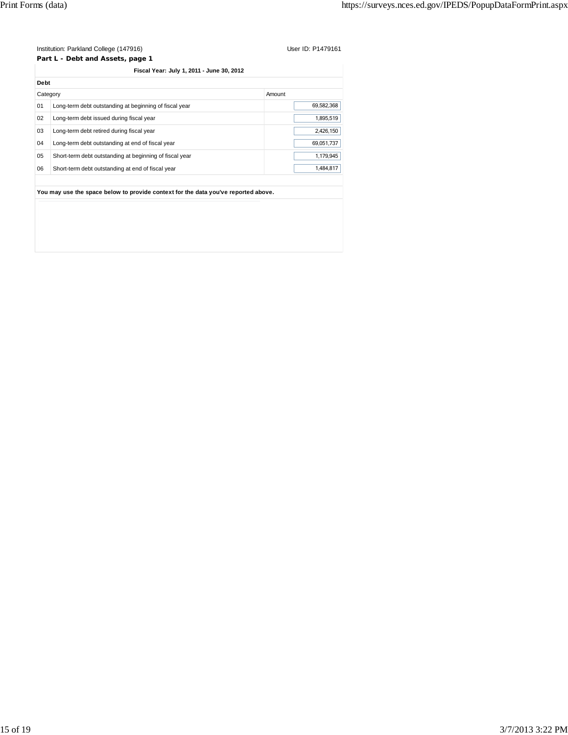Institution: Parkland College (147916) User ID: P1479161

**Part L - Debt and Assets, page 1**

**Fiscal Year: July 1, 2011 - June 30, 2012**

**Debt**

| Category | | Amount |
|---|---|---|
| 01 | Long-term debt outstanding at beginning of fiscal year | 69,582,368 |
| 02 | Long-term debt issued during fiscal year | 1,895,519 |
| 03 | Long-term debt retired during fiscal year | 2,426,150 |
| 04 | Long-term debt outstanding at end of fiscal year | 69,051,737 |
| 05 | Short-term debt outstanding at beginning of fiscal year | 1,179,945 |
| 06 | Short-term debt outstanding at end of fiscal year | 1,484,817 |

**You may use the space below to provide context for the data you've reported above.**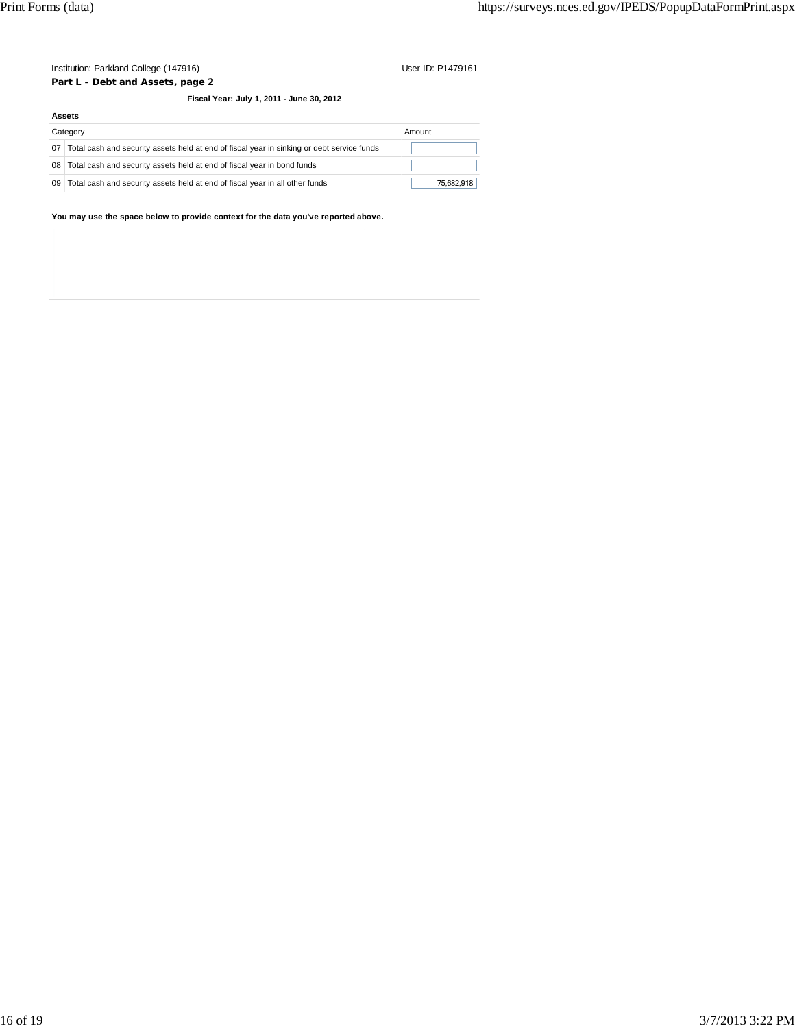Institution: Parkland College (147916) User ID: P1479161

**Part L - Debt and Assets, page 2**

**Fiscal Year: July 1, 2011 - June 30, 2012**

**Assets**

| | Category | Amount |
|---|---|---|
| 07 | Total cash and security assets held at end of fiscal year in sinking or debt service funds | |
| 08 | Total cash and security assets held at end of fiscal year in bond funds | |
| 09 | Total cash and security assets held at end of fiscal year in all other funds | 75,682,918 |

**You may use the space below to provide context for the data you've reported above.**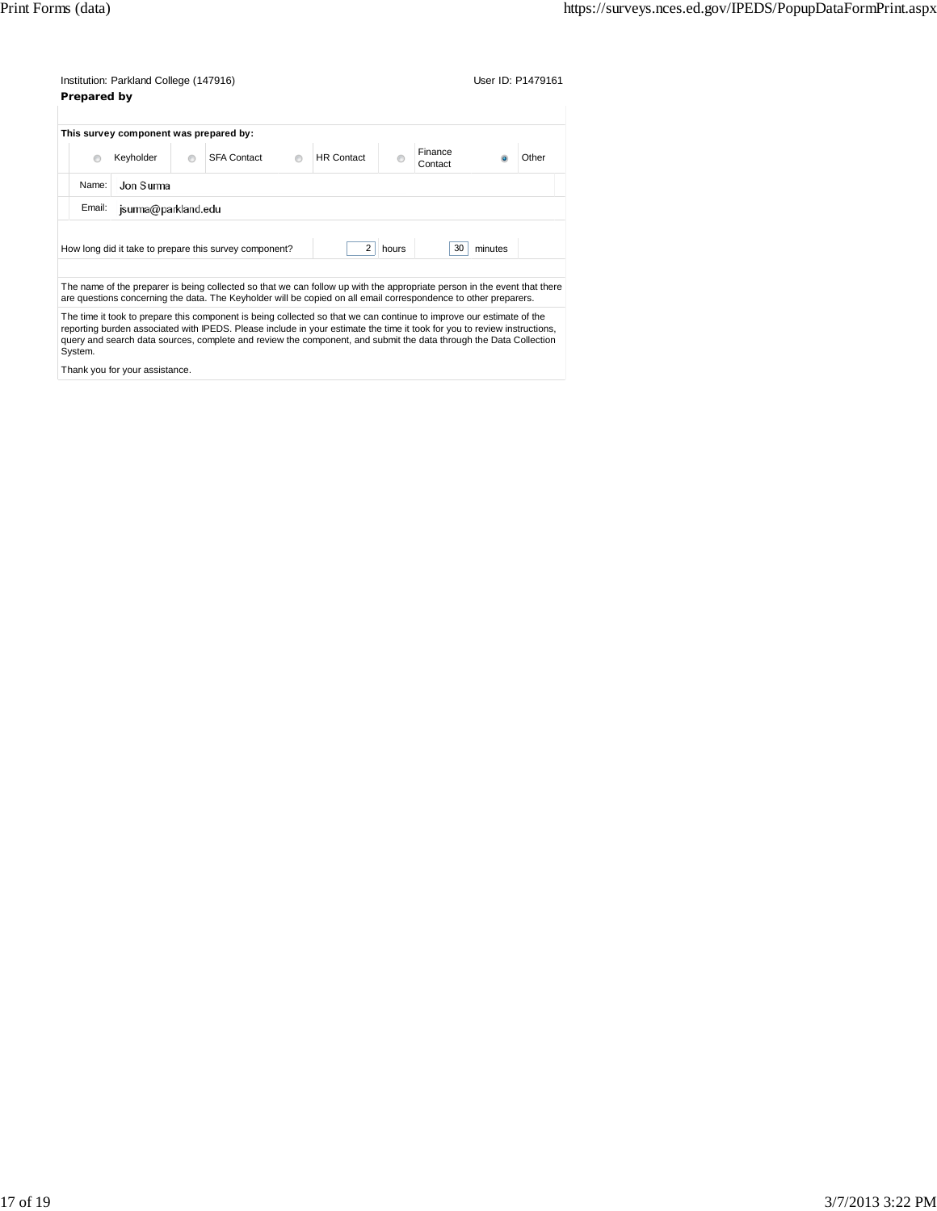Institution: Parkland College (147916) User ID: P1479161

**Prepared by**

**This survey component was prepared by:**

| | | | | |
|---|---|---|---|---|
| ○ Keyholder | ○ SFA Contact | ○ HR Contact | ○ Finance Contact | ● Other |

Name: Jon Surma

Email: jsurma@parkland.edu

How long did it take to prepare this survey component? 2 hours 30 minutes

The name of the preparer is being collected so that we can follow up with the appropriate person in the event that there are questions concerning the data. The Keyholder will be copied on all email correspondence to other preparers.

The time it took to prepare this component is being collected so that we can continue to improve our estimate of the reporting burden associated with IPEDS. Please include in your estimate the time it took for you to review instructions, query and search data sources, complete and review the component, and submit the data through the Data Collection System.

Thank you for your assistance.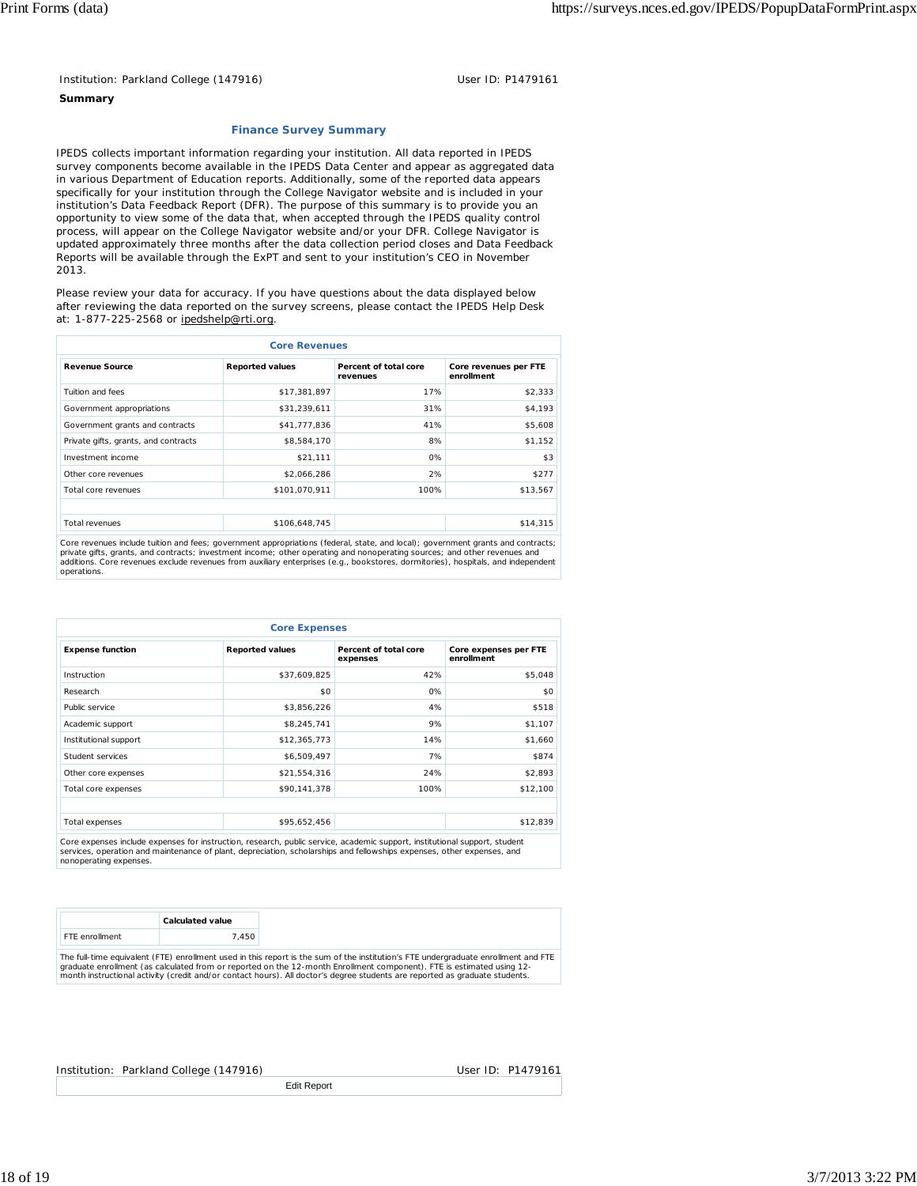Institution: Parkland College (147916) User ID: P1479161

**Summary**

## Finance Survey Summary

IPEDS collects important information regarding your institution. All data reported in IPEDS survey components become available in the IPEDS Data Center and appear as aggregated data in various Department of Education reports. Additionally, some of the reported data appears specifically for your institution through the College Navigator website and is included in your institution's Data Feedback Report (DFR). The purpose of this summary is to provide you an opportunity to view some of the data that, when accepted through the IPEDS quality control process, will appear on the College Navigator website and/or your DFR. College Navigator is updated approximately three months after the data collection period closes and Data Feedback Reports will be available through the ExPT and sent to your institution's CEO in November 2013.

Please review your data for accuracy. If you have questions about the data displayed below after reviewing the data reported on the survey screens, please contact the IPEDS Help Desk at: 1-877-225-2568 or ipedshelp@rti.org.

**Core Revenues**

| Revenue Source | Reported values | Percent of total core revenues | Core revenues per FTE enrollment |
|---|---|---|---|
| Tuition and fees | $17,381,897 | 17% | $2,333 |
| Government appropriations | $31,239,611 | 31% | $4,193 |
| Government grants and contracts | $41,777,836 | 41% | $5,608 |
| Private gifts, grants, and contracts | $8,584,170 | 8% | $1,152 |
| Investment income | $21,111 | 0% | $3 |
| Other core revenues | $2,066,286 | 2% | $277 |
| Total core revenues | $101,070,911 | 100% | $13,567 |
| | | | |
| Total revenues | $106,648,745 | | $14,315 |

Core revenues include tuition and fees; government appropriations (federal, state, and local); government grants and contracts; private gifts, grants, and contracts; investment income; other operating and nonoperating sources; and other revenues and additions. Core revenues exclude revenues from auxiliary enterprises (e.g., bookstores, dormitories), hospitals, and independent operations.

**Core Expenses**

| Expense function | Reported values | Percent of total core expenses | Core expenses per FTE enrollment |
|---|---|---|---|
| Instruction | $37,609,825 | 42% | $5,048 |
| Research | $0 | 0% | $0 |
| Public service | $3,856,226 | 4% | $518 |
| Academic support | $8,245,741 | 9% | $1,107 |
| Institutional support | $12,365,773 | 14% | $1,660 |
| Student services | $6,509,497 | 7% | $874 |
| Other core expenses | $21,554,316 | 24% | $2,893 |
| Total core expenses | $90,141,378 | 100% | $12,100 |
| | | | |
| Total expenses | $95,652,456 | | $12,839 |

Core expenses include expenses for instruction, research, public service, academic support, institutional support, student services, operation and maintenance of plant, depreciation, scholarships and fellowships expenses, other expenses, and nonoperating expenses.

| | Calculated value |
|---|---|
| FTE enrollment | 7,450 |

The full-time equivalent (FTE) enrollment used in this report is the sum of the institution's FTE undergraduate enrollment and FTE graduate enrollment (as calculated from or reported on the 12-month Enrollment component). FTE is estimated using 12-month instructional activity (credit and/or contact hours). All doctor's degree students are reported as graduate students.

Institution: Parkland College (147916) User ID: P1479161

Edit Report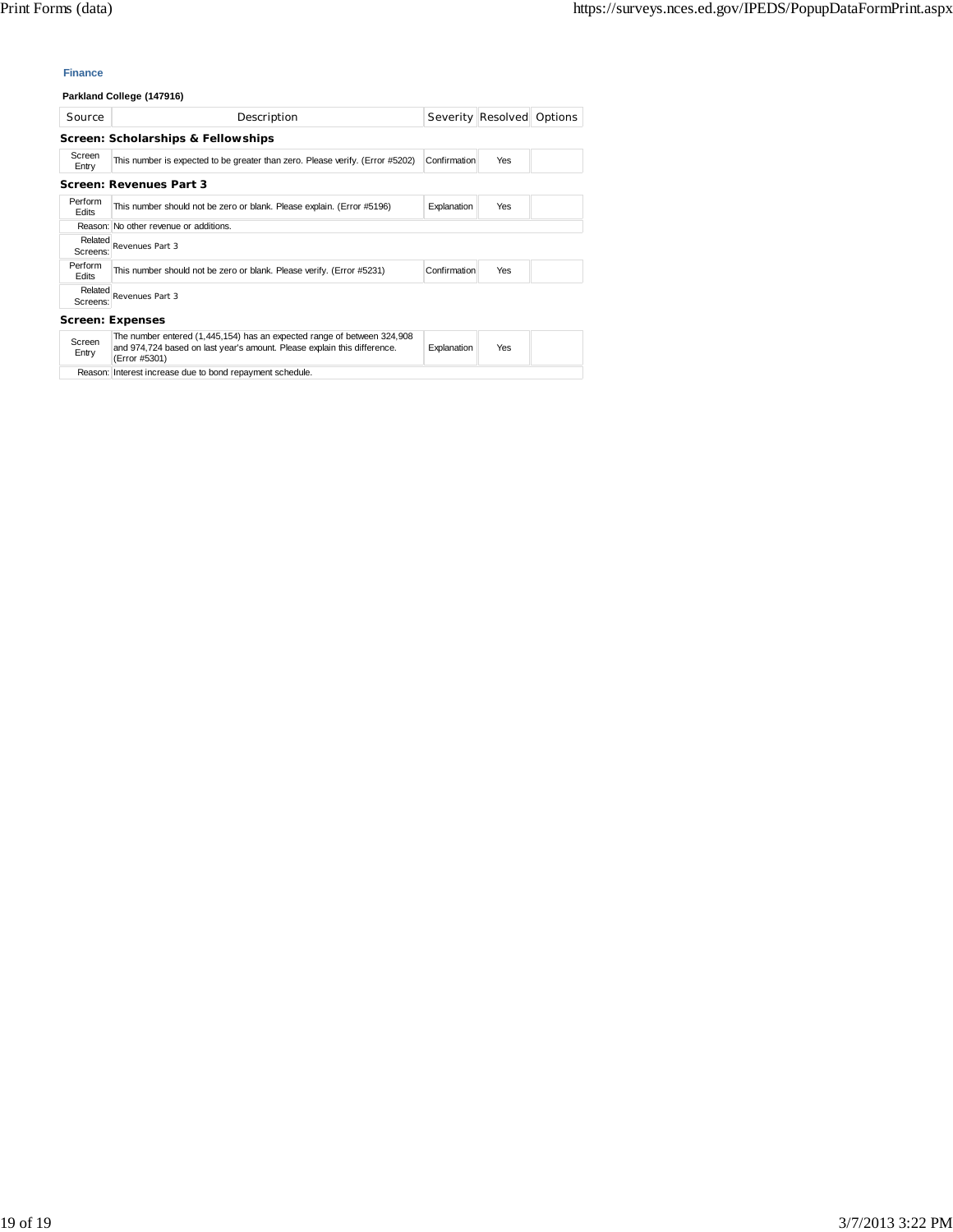**Finance**

**Parkland College (147916)**

| Source | Description | Severity | Resolved | Options |
|---|---|---|---|---|
| **Screen: Scholarships & Fellowships** | | | | |
| Screen Entry | This number is expected to be greater than zero. Please verify. (Error #5202) | Confirmation | Yes | |
| **Screen: Revenues Part 3** | | | | |
| Perform Edits | This number should not be zero or blank. Please explain. (Error #5196) | Explanation | Yes | |
| Reason: | No other revenue or additions. | | | |
| Related Screens: | Revenues Part 3 | | | |
| Perform Edits | This number should not be zero or blank. Please verify. (Error #5231) | Confirmation | Yes | |
| Related Screens: | Revenues Part 3 | | | |
| **Screen: Expenses** | | | | |
| Screen Entry | The number entered (1,445,154) has an expected range of between 324,908 and 974,724 based on last year's amount. Please explain this difference. (Error #5301) | Explanation | Yes | |
| Reason: | Interest increase due to bond repayment schedule. | | | |